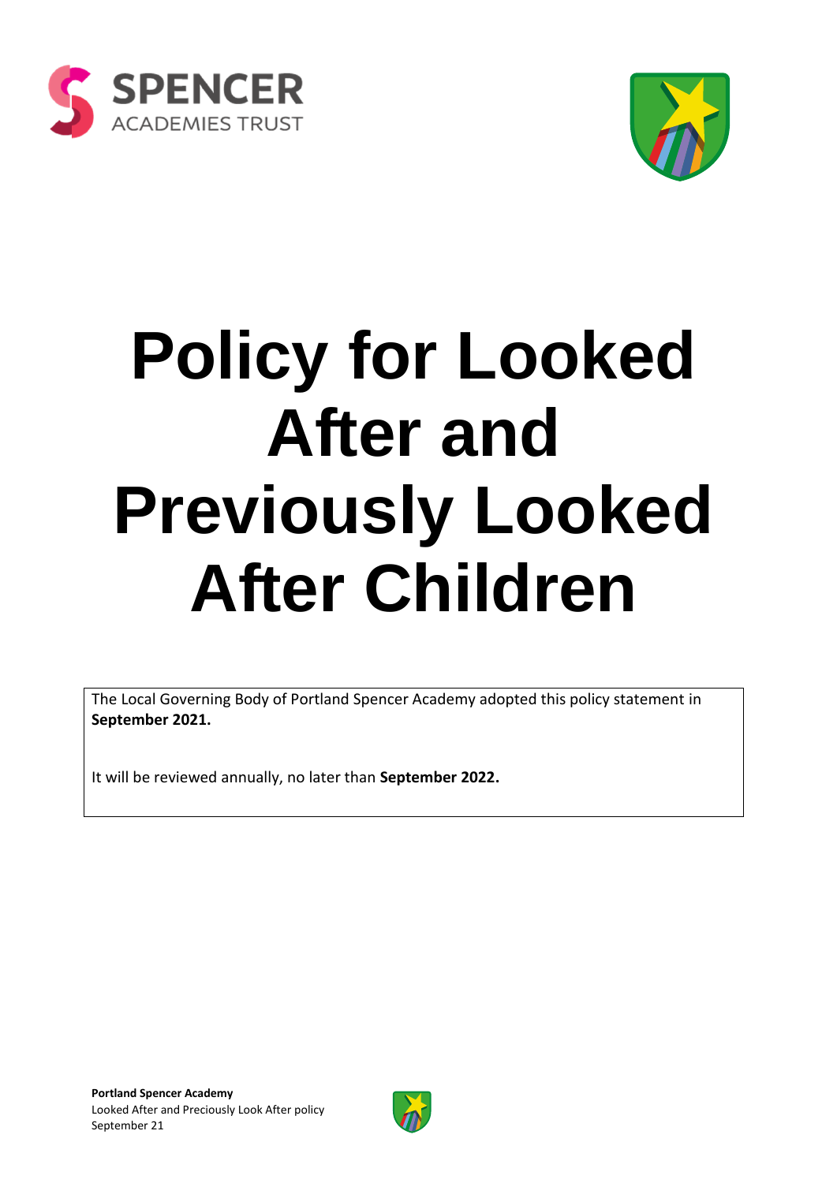# Policy for Looked After and Previously Looked After Children

The Local Governing Body of Portland Spencer Academy adopted this policy statement in **September 2021.**

It will be reviewed annually, no later than **September 2022.**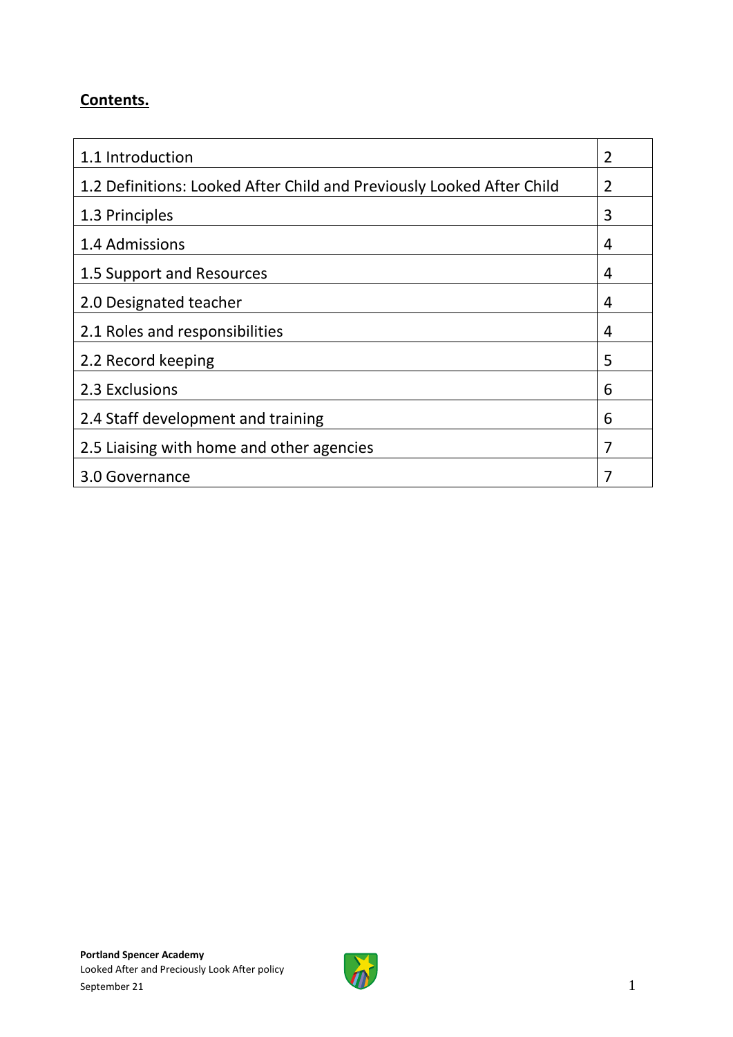**Contents.**

| | |
|---|---|
| 1.1 Introduction | 2 |
| 1.2 Definitions: Looked After Child and Previously Looked After Child | 2 |
| 1.3 Principles | 3 |
| 1.4 Admissions | 4 |
| 1.5 Support and Resources | 4 |
| 2.0 Designated teacher | 4 |
| 2.1 Roles and responsibilities | 4 |
| 2.2 Record keeping | 5 |
| 2.3 Exclusions | 6 |
| 2.4 Staff development and training | 6 |
| 2.5 Liaising with home and other agencies | 7 |
| 3.0 Governance | 7 |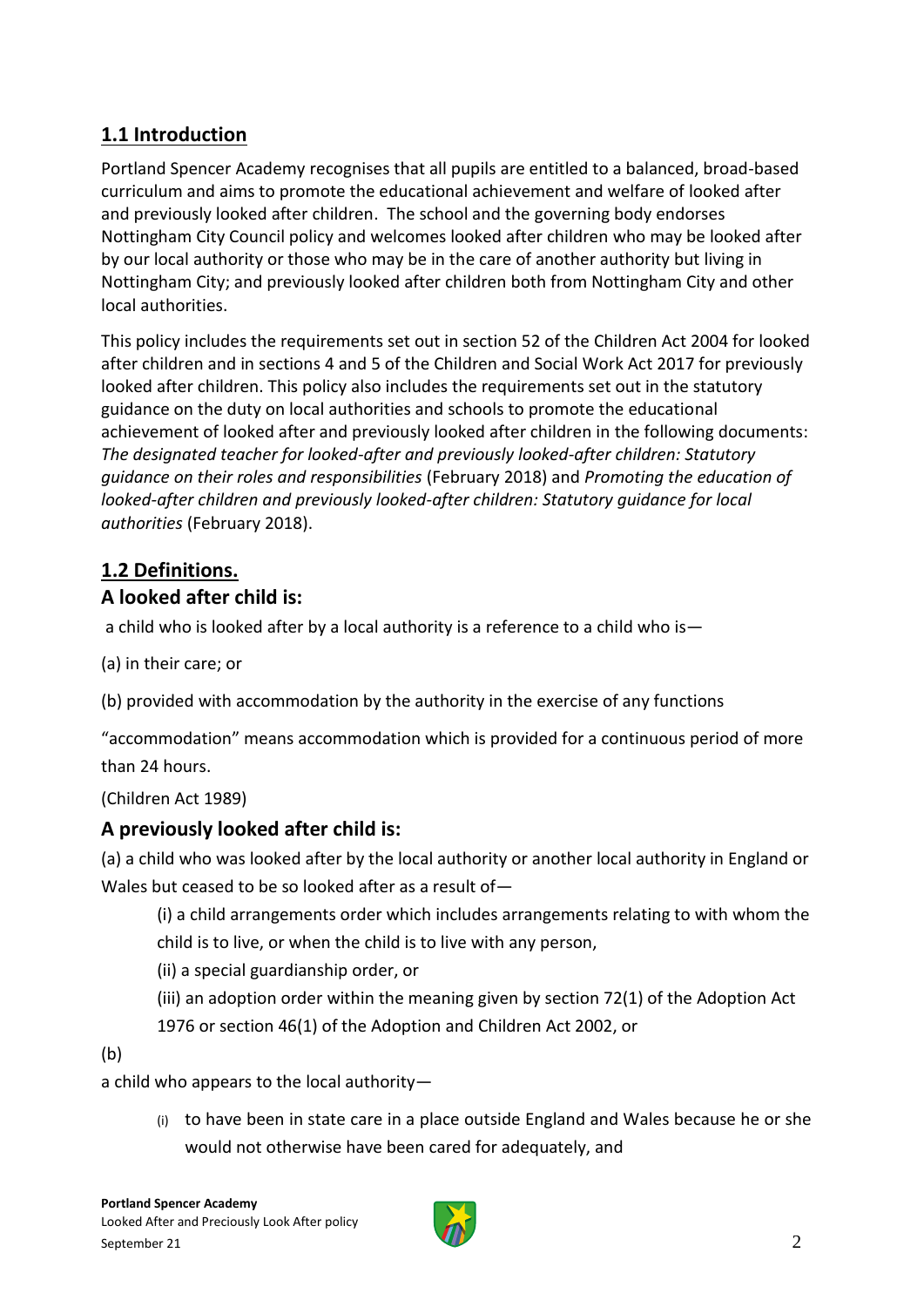## 1.1 Introduction

Portland Spencer Academy recognises that all pupils are entitled to a balanced, broad-based curriculum and aims to promote the educational achievement and welfare of looked after and previously looked after children. The school and the governing body endorses Nottingham City Council policy and welcomes looked after children who may be looked after by our local authority or those who may be in the care of another authority but living in Nottingham City; and previously looked after children both from Nottingham City and other local authorities.

This policy includes the requirements set out in section 52 of the Children Act 2004 for looked after children and in sections 4 and 5 of the Children and Social Work Act 2017 for previously looked after children. This policy also includes the requirements set out in the statutory guidance on the duty on local authorities and schools to promote the educational achievement of looked after and previously looked after children in the following documents: *The designated teacher for looked-after and previously looked-after children: Statutory guidance on their roles and responsibilities* (February 2018) and *Promoting the education of looked-after children and previously looked-after children: Statutory guidance for local authorities* (February 2018).

## 1.2 Definitions.

### A looked after child is:

a child who is looked after by a local authority is a reference to a child who is—

(a) in their care; or

(b) provided with accommodation by the authority in the exercise of any functions

"accommodation" means accommodation which is provided for a continuous period of more than 24 hours.

(Children Act 1989)

### A previously looked after child is:

(a) a child who was looked after by the local authority or another local authority in England or Wales but ceased to be so looked after as a result of—

> (i) a child arrangements order which includes arrangements relating to with whom the child is to live, or when the child is to live with any person,
>
> (ii) a special guardianship order, or
>
> (iii) an adoption order within the meaning given by section 72(1) of the Adoption Act 1976 or section 46(1) of the Adoption and Children Act 2002, or

(b)

a child who appears to the local authority—

> (i) to have been in state care in a place outside England and Wales because he or she would not otherwise have been cared for adequately, and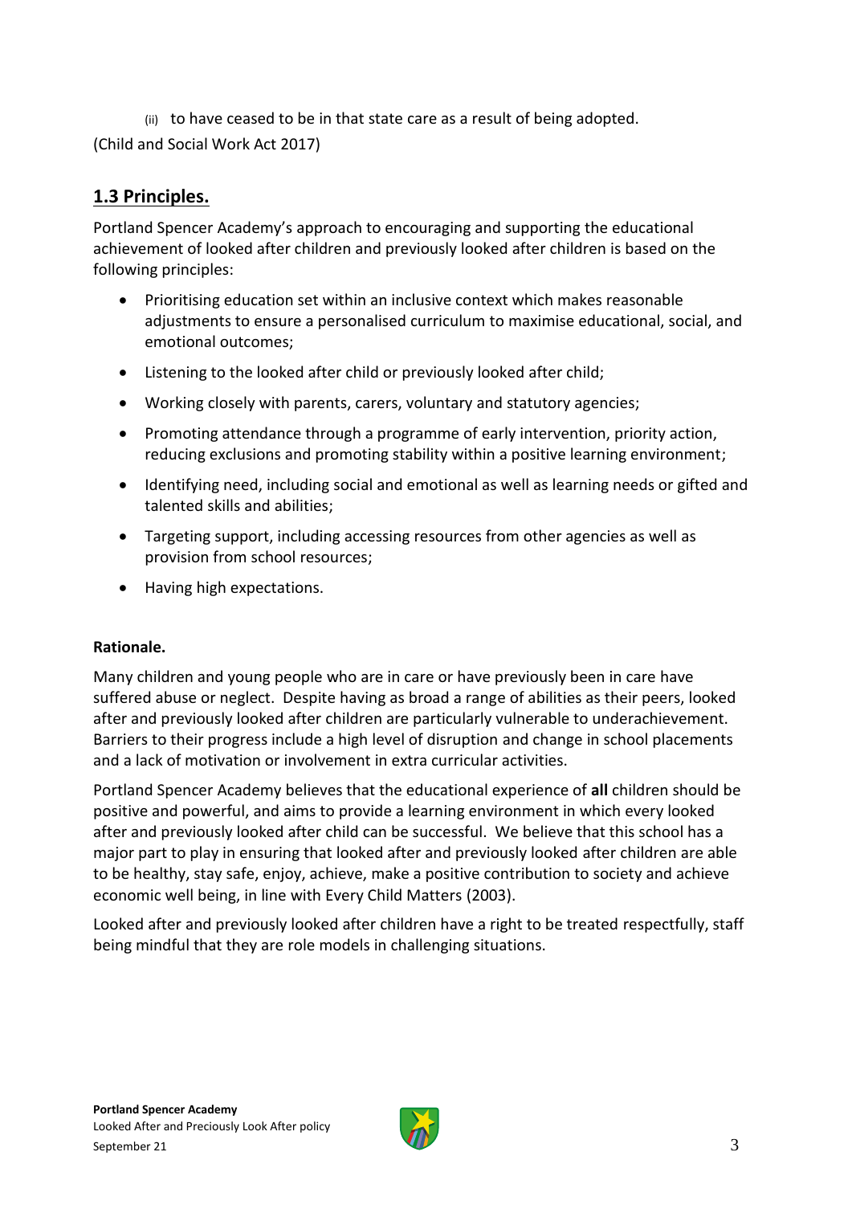(ii) to have ceased to be in that state care as a result of being adopted.

(Child and Social Work Act 2017)

## 1.3 Principles.

Portland Spencer Academy's approach to encouraging and supporting the educational achievement of looked after children and previously looked after children is based on the following principles:

- Prioritising education set within an inclusive context which makes reasonable adjustments to ensure a personalised curriculum to maximise educational, social, and emotional outcomes;
- Listening to the looked after child or previously looked after child;
- Working closely with parents, carers, voluntary and statutory agencies;
- Promoting attendance through a programme of early intervention, priority action, reducing exclusions and promoting stability within a positive learning environment;
- Identifying need, including social and emotional as well as learning needs or gifted and talented skills and abilities;
- Targeting support, including accessing resources from other agencies as well as provision from school resources;
- Having high expectations.

**Rationale.**

Many children and young people who are in care or have previously been in care have suffered abuse or neglect. Despite having as broad a range of abilities as their peers, looked after and previously looked after children are particularly vulnerable to underachievement. Barriers to their progress include a high level of disruption and change in school placements and a lack of motivation or involvement in extra curricular activities.

Portland Spencer Academy believes that the educational experience of **all** children should be positive and powerful, and aims to provide a learning environment in which every looked after and previously looked after child can be successful. We believe that this school has a major part to play in ensuring that looked after and previously looked after children are able to be healthy, stay safe, enjoy, achieve, make a positive contribution to society and achieve economic well being, in line with Every Child Matters (2003).

Looked after and previously looked after children have a right to be treated respectfully, staff being mindful that they are role models in challenging situations.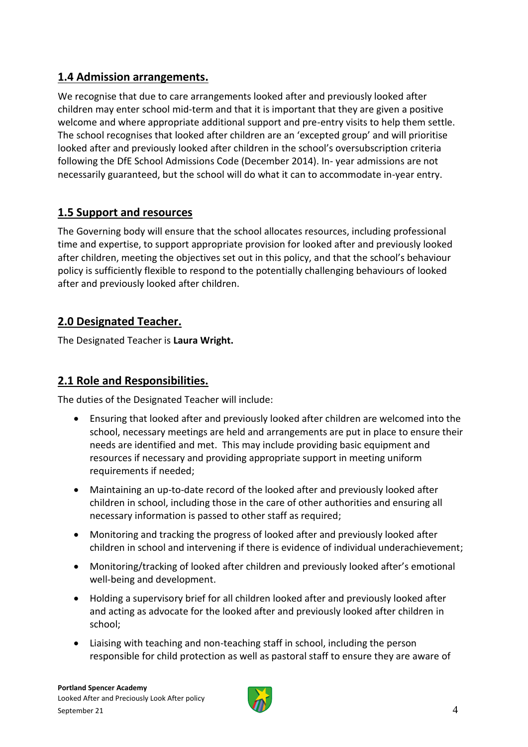## 1.4 Admission arrangements.

We recognise that due to care arrangements looked after and previously looked after children may enter school mid-term and that it is important that they are given a positive welcome and where appropriate additional support and pre-entry visits to help them settle. The school recognises that looked after children are an 'excepted group' and will prioritise looked after and previously looked after children in the school's oversubscription criteria following the DfE School Admissions Code (December 2014). In- year admissions are not necessarily guaranteed, but the school will do what it can to accommodate in-year entry.

## 1.5 Support and resources

The Governing body will ensure that the school allocates resources, including professional time and expertise, to support appropriate provision for looked after and previously looked after children, meeting the objectives set out in this policy, and that the school's behaviour policy is sufficiently flexible to respond to the potentially challenging behaviours of looked after and previously looked after children.

## 2.0 Designated Teacher.

The Designated Teacher is **Laura Wright.**

## 2.1 Role and Responsibilities.

The duties of the Designated Teacher will include:

- Ensuring that looked after and previously looked after children are welcomed into the school, necessary meetings are held and arrangements are put in place to ensure their needs are identified and met. This may include providing basic equipment and resources if necessary and providing appropriate support in meeting uniform requirements if needed;
- Maintaining an up-to-date record of the looked after and previously looked after children in school, including those in the care of other authorities and ensuring all necessary information is passed to other staff as required;
- Monitoring and tracking the progress of looked after and previously looked after children in school and intervening if there is evidence of individual underachievement;
- Monitoring/tracking of looked after children and previously looked after's emotional well-being and development.
- Holding a supervisory brief for all children looked after and previously looked after and acting as advocate for the looked after and previously looked after children in school;
- Liaising with teaching and non-teaching staff in school, including the person responsible for child protection as well as pastoral staff to ensure they are aware of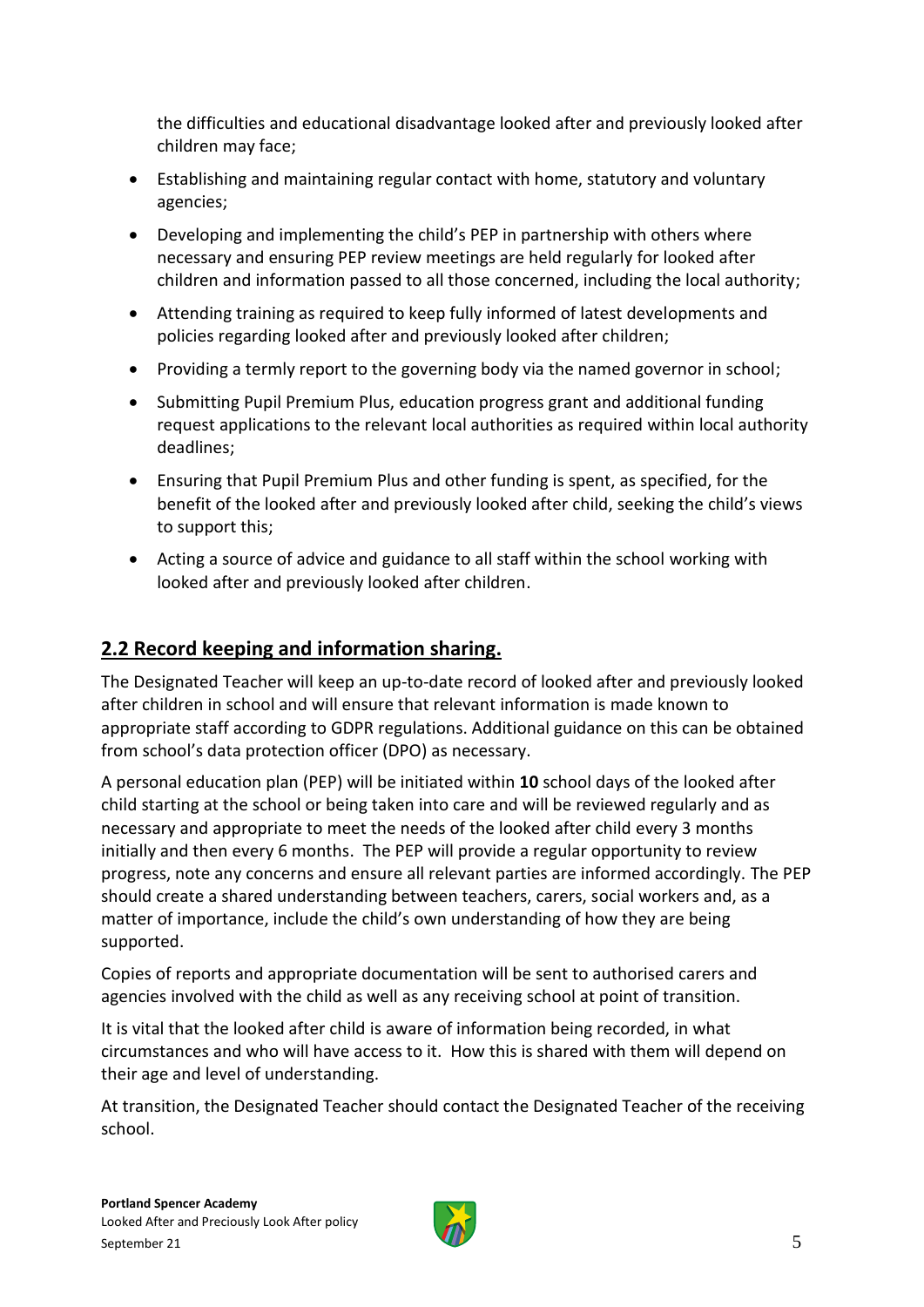the difficulties and educational disadvantage looked after and previously looked after children may face;

- Establishing and maintaining regular contact with home, statutory and voluntary agencies;
- Developing and implementing the child's PEP in partnership with others where necessary and ensuring PEP review meetings are held regularly for looked after children and information passed to all those concerned, including the local authority;
- Attending training as required to keep fully informed of latest developments and policies regarding looked after and previously looked after children;
- Providing a termly report to the governing body via the named governor in school;
- Submitting Pupil Premium Plus, education progress grant and additional funding request applications to the relevant local authorities as required within local authority deadlines;
- Ensuring that Pupil Premium Plus and other funding is spent, as specified, for the benefit of the looked after and previously looked after child, seeking the child's views to support this;
- Acting a source of advice and guidance to all staff within the school working with looked after and previously looked after children.

## 2.2 Record keeping and information sharing.

The Designated Teacher will keep an up-to-date record of looked after and previously looked after children in school and will ensure that relevant information is made known to appropriate staff according to GDPR regulations. Additional guidance on this can be obtained from school's data protection officer (DPO) as necessary.

A personal education plan (PEP) will be initiated within **10** school days of the looked after child starting at the school or being taken into care and will be reviewed regularly and as necessary and appropriate to meet the needs of the looked after child every 3 months initially and then every 6 months. The PEP will provide a regular opportunity to review progress, note any concerns and ensure all relevant parties are informed accordingly. The PEP should create a shared understanding between teachers, carers, social workers and, as a matter of importance, include the child's own understanding of how they are being supported.

Copies of reports and appropriate documentation will be sent to authorised carers and agencies involved with the child as well as any receiving school at point of transition.

It is vital that the looked after child is aware of information being recorded, in what circumstances and who will have access to it. How this is shared with them will depend on their age and level of understanding.

At transition, the Designated Teacher should contact the Designated Teacher of the receiving school.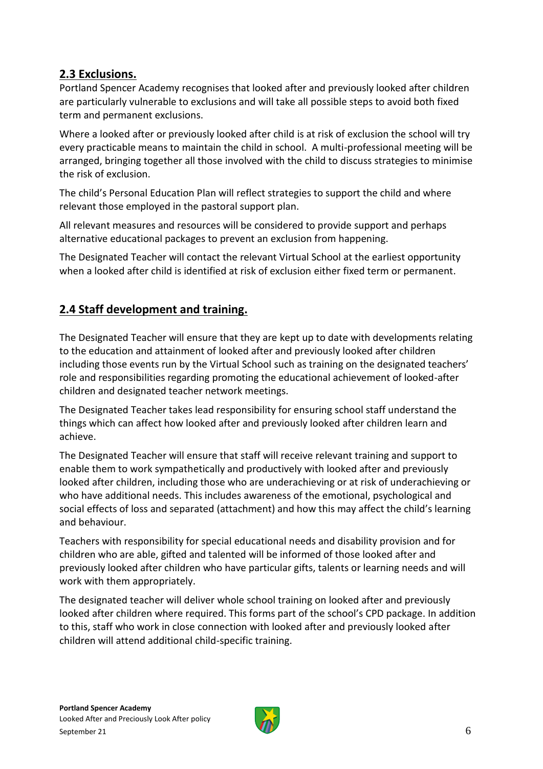## 2.3 Exclusions.

Portland Spencer Academy recognises that looked after and previously looked after children are particularly vulnerable to exclusions and will take all possible steps to avoid both fixed term and permanent exclusions.

Where a looked after or previously looked after child is at risk of exclusion the school will try every practicable means to maintain the child in school. A multi-professional meeting will be arranged, bringing together all those involved with the child to discuss strategies to minimise the risk of exclusion.

The child's Personal Education Plan will reflect strategies to support the child and where relevant those employed in the pastoral support plan.

All relevant measures and resources will be considered to provide support and perhaps alternative educational packages to prevent an exclusion from happening.

The Designated Teacher will contact the relevant Virtual School at the earliest opportunity when a looked after child is identified at risk of exclusion either fixed term or permanent.

## 2.4 Staff development and training.

The Designated Teacher will ensure that they are kept up to date with developments relating to the education and attainment of looked after and previously looked after children including those events run by the Virtual School such as training on the designated teachers' role and responsibilities regarding promoting the educational achievement of looked-after children and designated teacher network meetings.

The Designated Teacher takes lead responsibility for ensuring school staff understand the things which can affect how looked after and previously looked after children learn and achieve.

The Designated Teacher will ensure that staff will receive relevant training and support to enable them to work sympathetically and productively with looked after and previously looked after children, including those who are underachieving or at risk of underachieving or who have additional needs. This includes awareness of the emotional, psychological and social effects of loss and separated (attachment) and how this may affect the child's learning and behaviour.

Teachers with responsibility for special educational needs and disability provision and for children who are able, gifted and talented will be informed of those looked after and previously looked after children who have particular gifts, talents or learning needs and will work with them appropriately.

The designated teacher will deliver whole school training on looked after and previously looked after children where required. This forms part of the school's CPD package. In addition to this, staff who work in close connection with looked after and previously looked after children will attend additional child-specific training.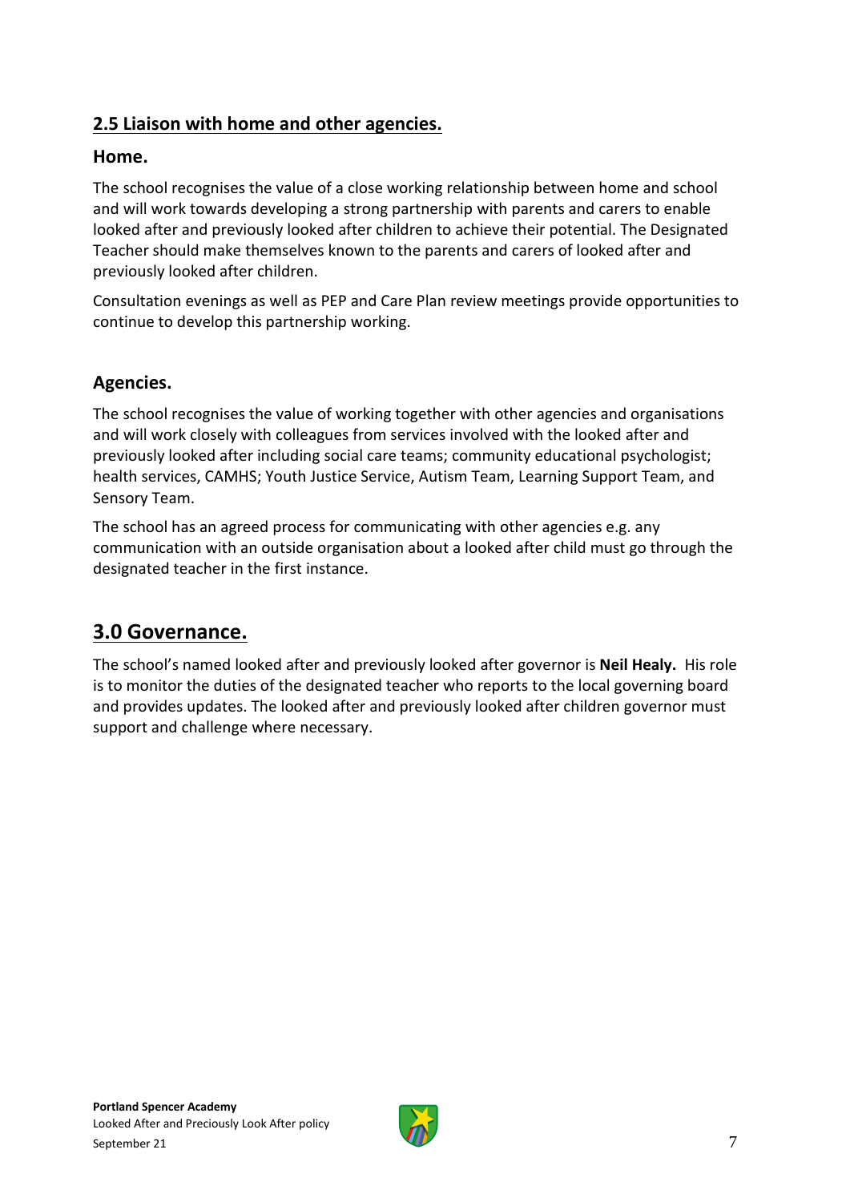## 2.5 Liaison with home and other agencies.

### Home.

The school recognises the value of a close working relationship between home and school and will work towards developing a strong partnership with parents and carers to enable looked after and previously looked after children to achieve their potential. The Designated Teacher should make themselves known to the parents and carers of looked after and previously looked after children.

Consultation evenings as well as PEP and Care Plan review meetings provide opportunities to continue to develop this partnership working.

### Agencies.

The school recognises the value of working together with other agencies and organisations and will work closely with colleagues from services involved with the looked after and previously looked after including social care teams; community educational psychologist; health services, CAMHS; Youth Justice Service, Autism Team, Learning Support Team, and Sensory Team.

The school has an agreed process for communicating with other agencies e.g. any communication with an outside organisation about a looked after child must go through the designated teacher in the first instance.

# 3.0 Governance.

The school's named looked after and previously looked after governor is **Neil Healy.** His role is to monitor the duties of the designated teacher who reports to the local governing board and provides updates. The looked after and previously looked after children governor must support and challenge where necessary.